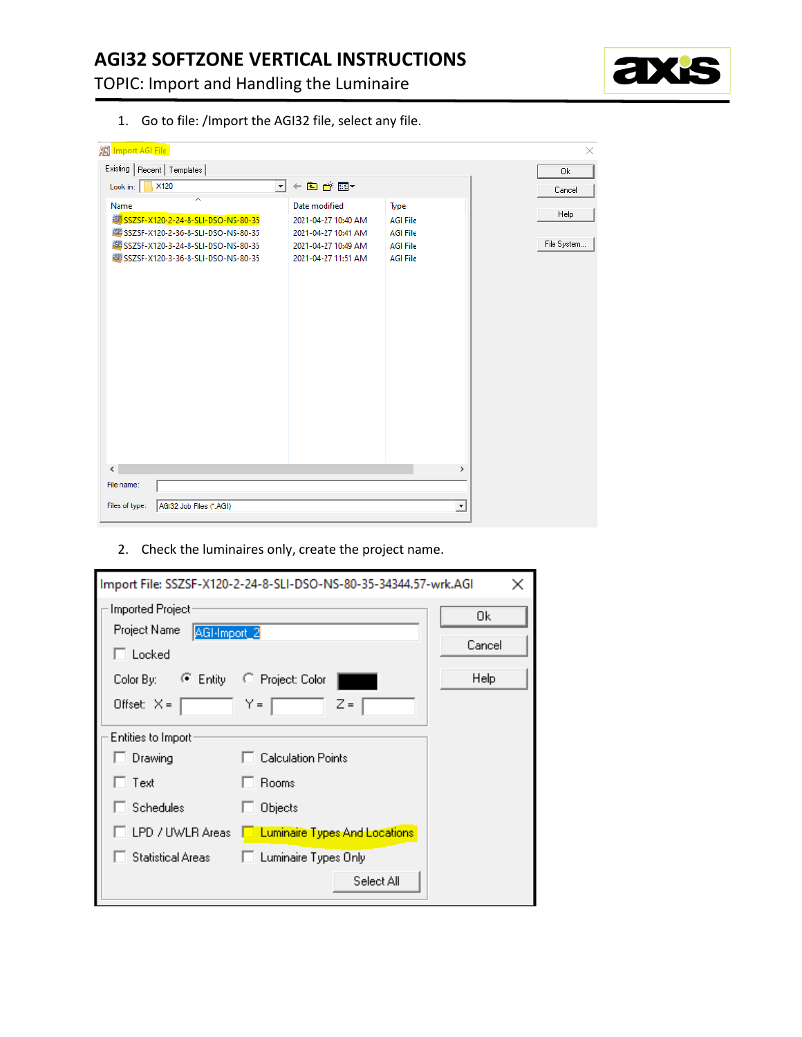# AGI32 SOFTZONE VERTICAL INSTRUCTIONS

TOPIC: Import and Handling the Luminaire

1. Go to file: /Import the AGI32 file, select any file.

2. Check the luminaires only, create the project name.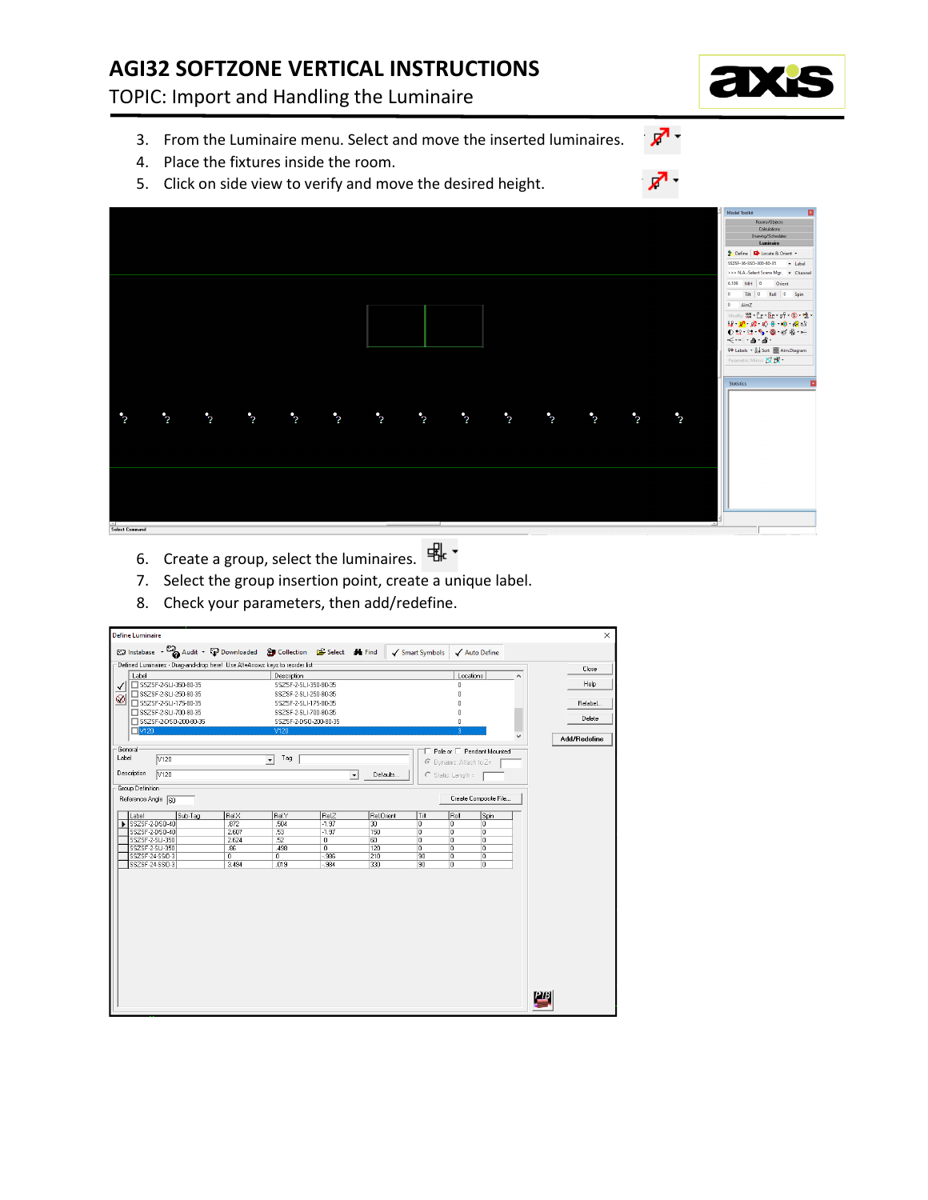# AGI32 SOFTZONE VERTICAL INSTRUCTIONS

TOPIC: Import and Handling the Luminaire

3. From the Luminaire menu. Select and move the inserted luminaires.
4. Place the fixtures inside the room.
5. Click on side view to verify and move the desired height.

6. Create a group, select the luminaires.
7. Select the group insertion point, create a unique label.
8. Check your parameters, then add/redefine.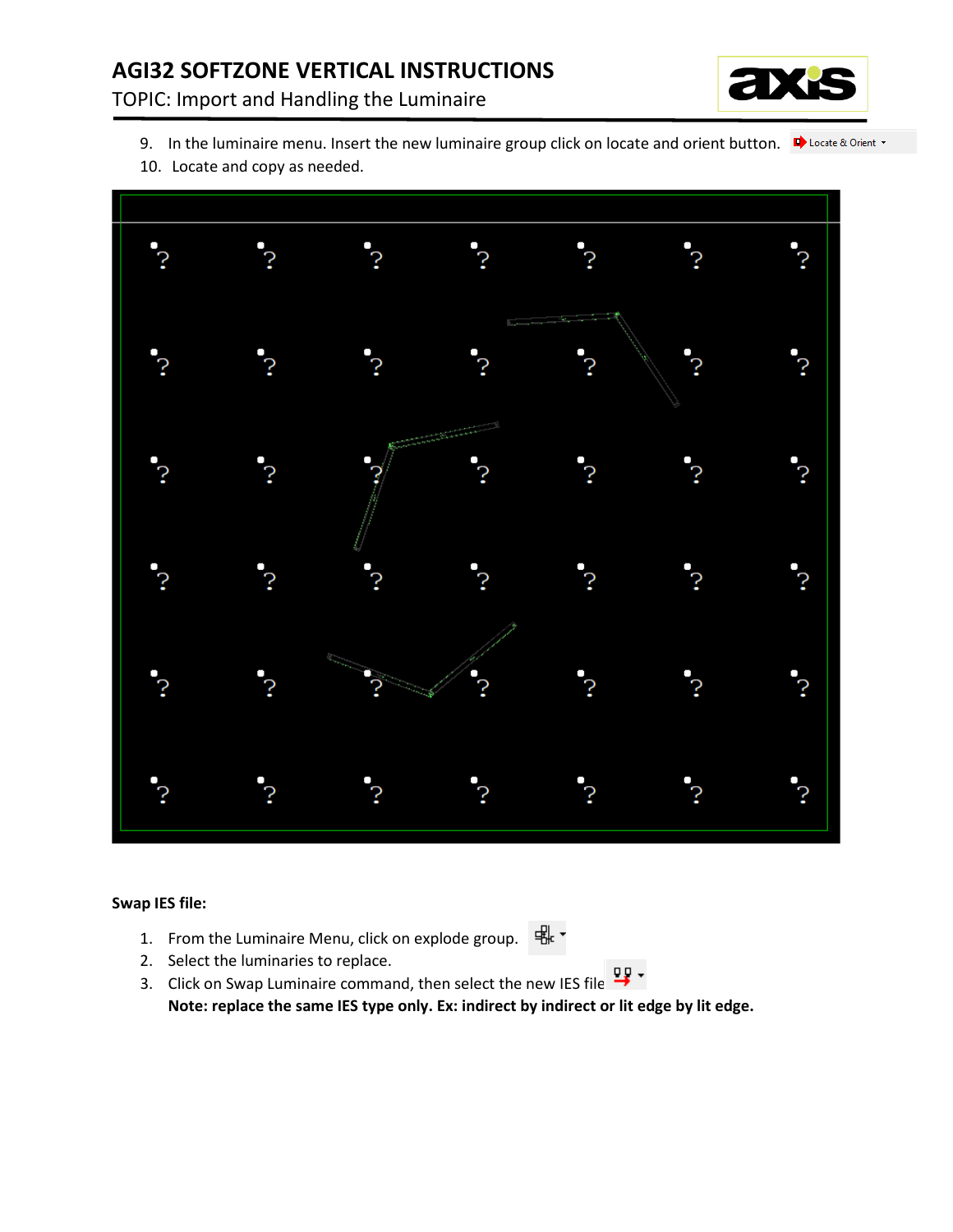9. In the luminaire menu. Insert the new luminaire group click on locate and orient button. Locate & Orient
10. Locate and copy as needed.

**Swap IES file:**

1. From the Luminaire Menu, click on explode group.
2. Select the luminaries to replace.
3. Click on Swap Luminaire command, then select the new IES file

   **Note: replace the same IES type only. Ex: indirect by indirect or lit edge by lit edge.**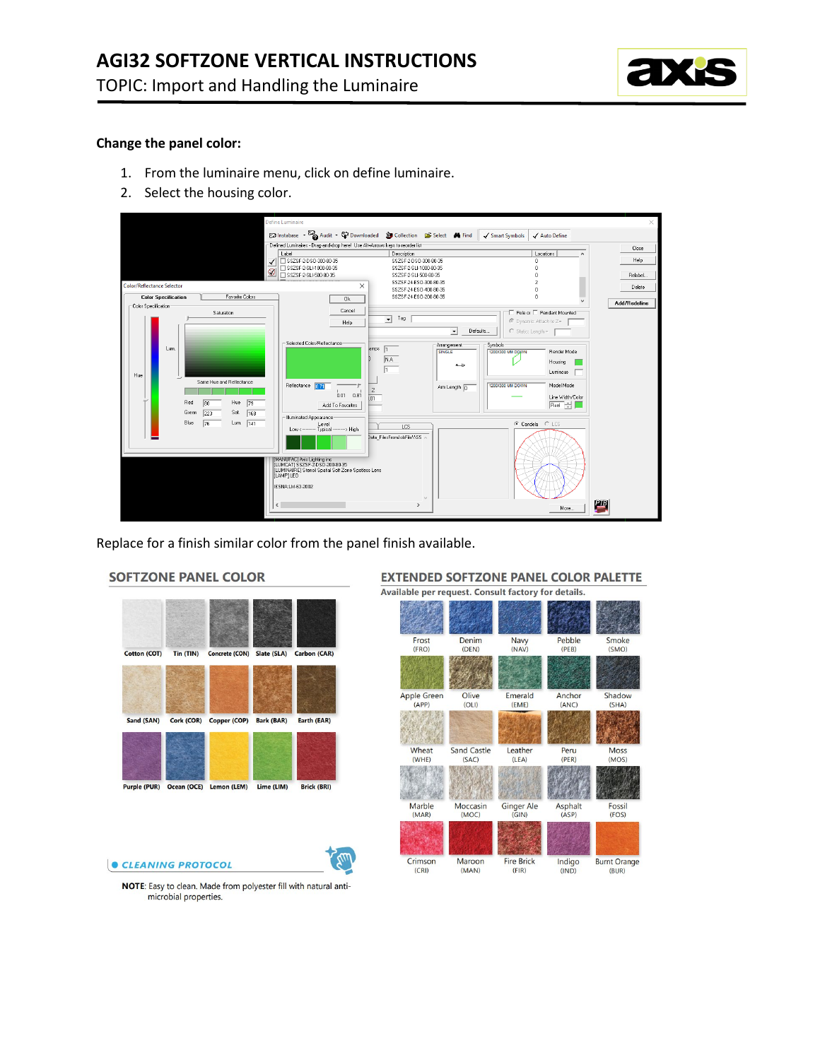# AGI32 SOFTZONE VERTICAL INSTRUCTIONS

TOPIC: Import and Handling the Luminaire

**Change the panel color:**

1. From the luminaire menu, click on define luminaire.
2. Select the housing color.

Replace for a finish similar color from the panel finish available.

## SOFTZONE PANEL COLOR

Cotton (COT)
Tin (TIN)
Concrete (CON)
Slate (SLA)
Carbon (CAR)
Sand (SAN)
Cork (COR)
Copper (COP)
Bark (BAR)
Earth (EAR)
Purple (PUR)
Ocean (OCE)
Lemon (LEM)
Lime (LIM)
Brick (BRI)

## EXTENDED SOFTZONE PANEL COLOR PALETTE

Available per request. Consult factory for details.

Frost (FRO)
Denim (DEN)
Navy (NAV)
Pebble (PEB)
Smoke (SMO)
Apple Green (APP)
Olive (OLI)
Emerald (EME)
Anchor (ANC)
Shadow (SHA)
Wheat (WHE)
Sand Castle (SAC)
Leather (LEA)
Peru (PER)
Moss (MOS)
Marble (MAR)
Moccasin (MOC)
Ginger Ale (GIN)
Asphalt (ASP)
Fossil (FOS)
Crimson (CRI)
Maroon (MAN)
Fire Brick (FIR)
Indigo (IND)
Burnt Orange (BUR)

**CLEANING PROTOCOL**

**NOTE**: Easy to clean. Made from polyester fill with natural anti-microbial properties.